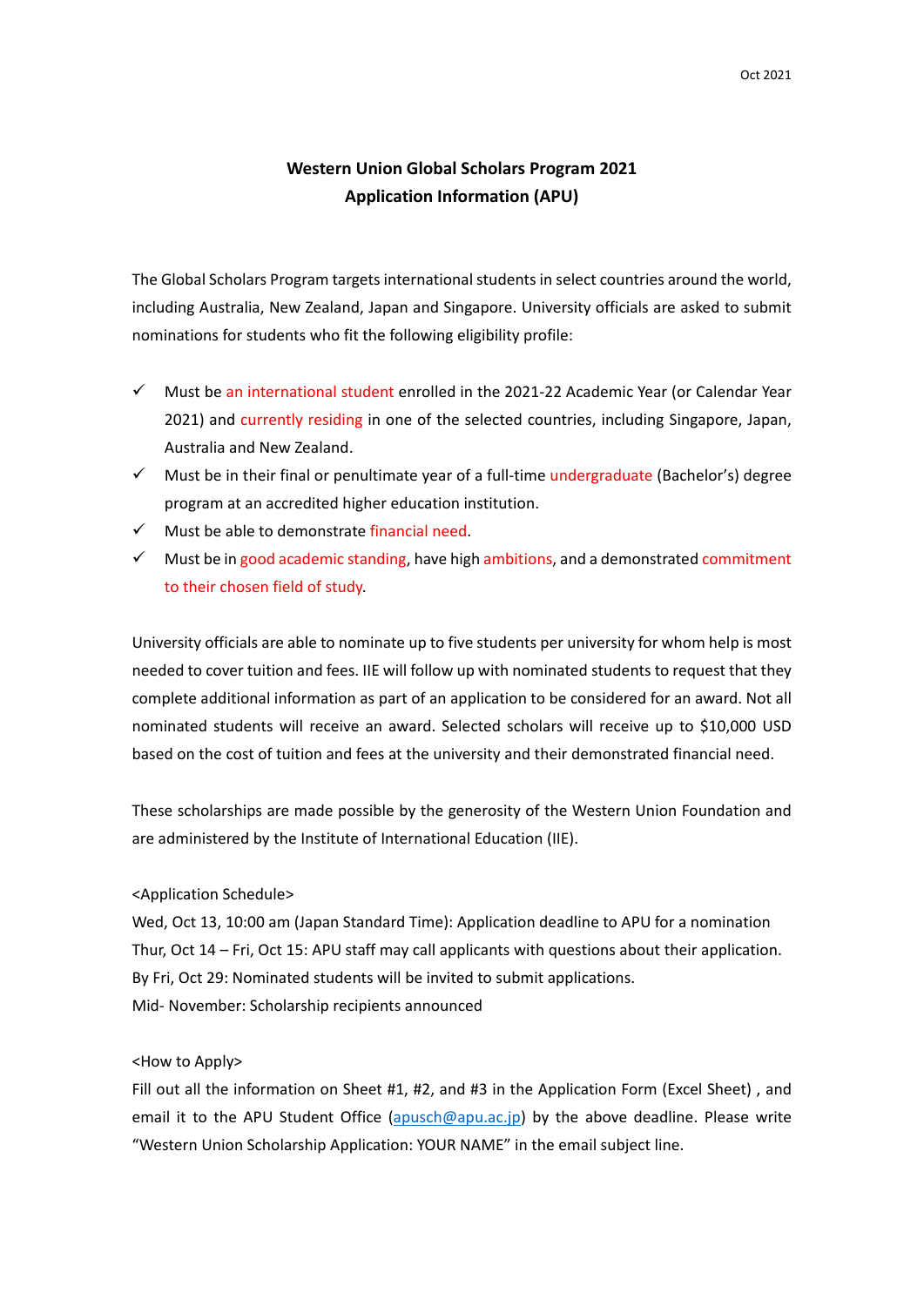Oct 2021

# Western Union Global Scholars Program 2021
## Application Information (APU)

The Global Scholars Program targets international students in select countries around the world, including Australia, New Zealand, Japan and Singapore. University officials are asked to submit nominations for students who fit the following eligibility profile:

- ✓ Must be an international student enrolled in the 2021-22 Academic Year (or Calendar Year 2021) and currently residing in one of the selected countries, including Singapore, Japan, Australia and New Zealand.
- ✓ Must be in their final or penultimate year of a full-time undergraduate (Bachelor's) degree program at an accredited higher education institution.
- ✓ Must be able to demonstrate financial need.
- ✓ Must be in good academic standing, have high ambitions, and a demonstrated commitment to their chosen field of study.

University officials are able to nominate up to five students per university for whom help is most needed to cover tuition and fees. IIE will follow up with nominated students to request that they complete additional information as part of an application to be considered for an award. Not all nominated students will receive an award. Selected scholars will receive up to $10,000 USD based on the cost of tuition and fees at the university and their demonstrated financial need.

These scholarships are made possible by the generosity of the Western Union Foundation and are administered by the Institute of International Education (IIE).

<Application Schedule>

Wed, Oct 13, 10:00 am (Japan Standard Time): Application deadline to APU for a nomination
Thur, Oct 14 – Fri, Oct 15: APU staff may call applicants with questions about their application.
By Fri, Oct 29: Nominated students will be invited to submit applications.
Mid- November: Scholarship recipients announced

<How to Apply>

Fill out all the information on Sheet #1, #2, and #3 in the Application Form (Excel Sheet) , and email it to the APU Student Office (apusch@apu.ac.jp) by the above deadline. Please write "Western Union Scholarship Application: YOUR NAME" in the email subject line.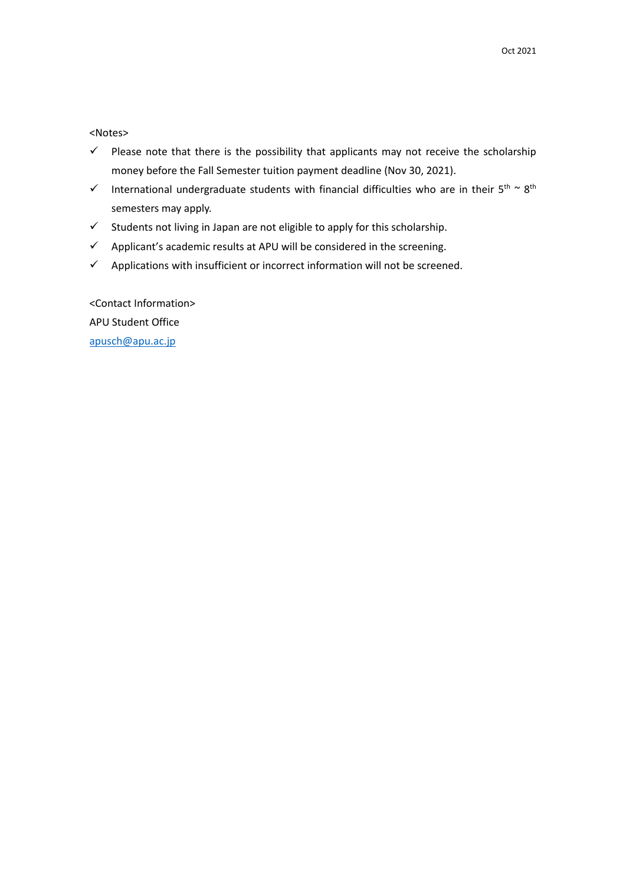Oct 2021

<Notes>

- ✓ Please note that there is the possibility that applicants may not receive the scholarship money before the Fall Semester tuition payment deadline (Nov 30, 2021).
- ✓ International undergraduate students with financial difficulties who are in their $5^{th}$ ~ $8^{th}$ semesters may apply.
- ✓ Students not living in Japan are not eligible to apply for this scholarship.
- ✓ Applicant's academic results at APU will be considered in the screening.
- ✓ Applications with insufficient or incorrect information will not be screened.

<Contact Information>

APU Student Office

apusch@apu.ac.jp